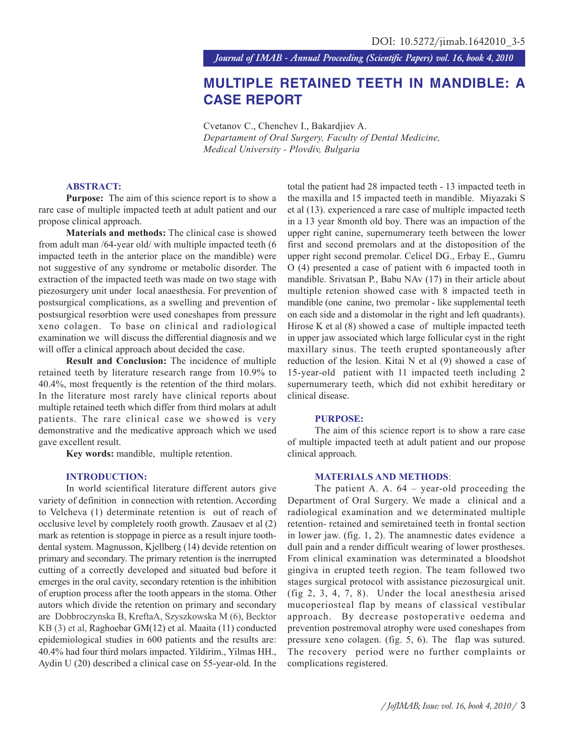# MULTIPLE RETAINED TEETH IN MANDIBLE: A CASE REPORT

Cvetanov C., Chenchev I., Bakardjiev A.
*Departament of Oral Surgery, Faculty of Dental Medicine, Medical University - Plovdiv, Bulgaria*

## ABSTRACT:

**Purpose:** The aim of this science report is to show a rare case of multiple impacted teeth at adult patient and our propose clinical approach.

**Materials and methods:** The clinical case is showed from adult man /64-year old/ with multiple impacted teeth (6 impacted teeth in the anterior place on the mandible) were not suggestive of any syndrome or metabolic disorder. The extraction of the impacted teeth was made on two stage with piezosurgery unit under local anaesthesia. For prevention of postsurgical complications, as a swelling and prevention of postsurgical resorbtion were used coneshapes from pressure xeno colagen. To base on clinical and radiological examination we will discuss the differential diagnosis and we will offer a clinical approach about decided the case.

**Result and Conclusion:** The incidence of multiple retained teeth by literature research range from 10.9% to 40.4%, most frequently is the retention of the third molars. In the literature most rarely have clinical reports about multiple retained teeth which differ from third molars at adult patients. The rare clinical case we showed is very demonstrative and the medicative approach which we used gave excellent result.

**Key words:** mandible, multiple retention.

## INTRODUCTION:

In world scientifical literature different autors give variety of definition in connection with retention. According to Velcheva (1) determinate retention is out of reach of occlusive level by completely rooth growth. Zausaev et al (2) mark as retention is stoppage in pierce as a result injure tooth-dental system. Magnusson, Kjellberg (14) devide retention on primary and secondary. The primary retention is the inerrupted cutting of a correctly developed and situated bud before it emerges in the oral cavity, secondary retention is the inhibition of eruption process after the tooth appears in the stoma. Other autors which divide the retention on primary and secondary are Dobbroczynska B, KreftaA, Szyszkowska M (6), Becktor KB (3) et al, Raghoebar GM(12) et al. Maaita (11) conducted epidemiological studies in 600 patients and the results are: 40.4% had four third molars impacted. Yildirim., Yilmas HH., Aydin U (20) described a clinical case on 55-year-old. In the total the patient had 28 impacted teeth - 13 impacted teeth in the maxilla and 15 impacted teeth in mandible. Miyazaki S et al (13). experienced a rare case of multiple impacted teeth in a 13 year 8month old boy. There was an impaction of the upper right canine, supernumerary teeth between the lower first and second premolars and at the distoposition of the upper right second premolar. Celicel DG., Erbay E., Gumru O (4) presented a case of patient with 6 impacted tooth in mandible. Srivatsan P., Babu NAv (17) in their article about multiple retenion showed case with 8 impacted teeth in mandible (one canine, two premolar - like supplemental teeth on each side and a distomolar in the right and left quadrants). Hirose K et al (8) showed a case of multiple impacted teeth in upper jaw associated which large follicular cyst in the right maxillary sinus. The teeth erupted spontaneously after reduction of the lesion. Kitai N et al (9) showed a case of 15-year-old patient with 11 impacted teeth including 2 supernumerary teeth, which did not exhibit hereditary or clinical disease.

## PURPOSE:

The aim of this science report is to show a rare case of multiple impacted teeth at adult patient and our propose clinical approach.

## MATERIALS AND METHODS:

The patient A. A. 64 – year-old proceeding the Department of Oral Surgery. We made a clinical and a radiological examination and we determinated multiple retention- retained and semiretained teeth in frontal section in lower jaw. (fig. 1, 2). The anamnestic dates evidence a dull pain and a render difficult wearing of lower prostheses. From clinical examination was determinated a bloodshot gingiva in erupted teeth region. The team followed two stages surgical protocol with assistance piezosurgical unit. (fig 2, 3, 4, 7, 8). Under the local anesthesia arised mucoperiosteal flap by means of classical vestibular approach. By decrease postoperative oedema and prevention postremoval atrophy were used coneshapes from pressure xeno colagen. (fig. 5, 6). The flap was sutured. The recovery period were no further complaints or complications registered.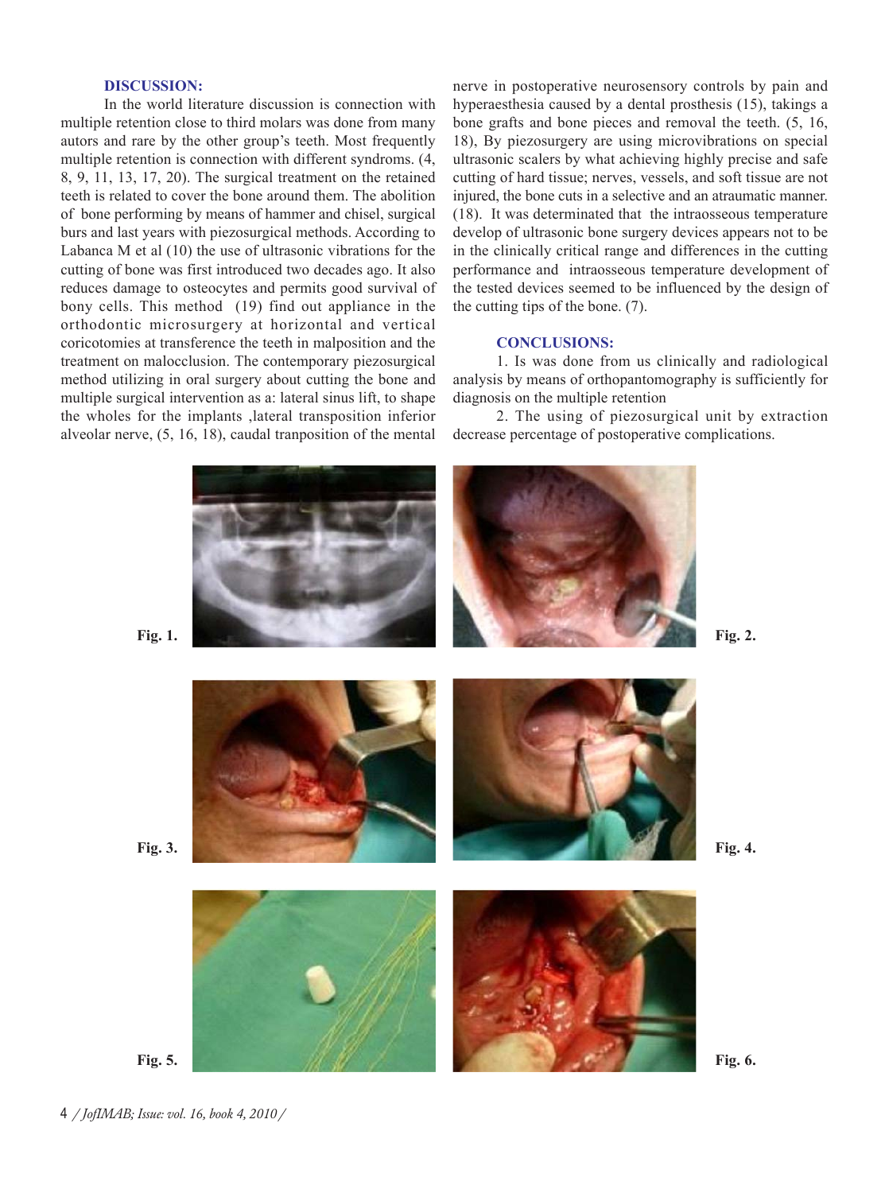## DISCUSSION:

In the world literature discussion is connection with multiple retention close to third molars was done from many autors and rare by the other group's teeth. Most frequently multiple retention is connection with different syndroms. (4, 8, 9, 11, 13, 17, 20). The surgical treatment on the retained teeth is related to cover the bone around them. The abolition of bone performing by means of hammer and chisel, surgical burs and last years with piezosurgical methods. According to Labanca M et al (10) the use of ultrasonic vibrations for the cutting of bone was first introduced two decades ago. It also reduces damage to osteocytes and permits good survival of bony cells. This method (19) find out appliance in the orthodontic microsurgery at horizontal and vertical coricotomies at transference the teeth in malposition and the treatment on malocclusion. The contemporary piezosurgical method utilizing in oral surgery about cutting the bone and multiple surgical intervention as a: lateral sinus lift, to shape the wholes for the implants ,lateral transposition inferior alveolar nerve, (5, 16, 18), caudal tranposition of the mental nerve in postoperative neurosensory controls by pain and hyperaesthesia caused by a dental prosthesis (15), takings a bone grafts and bone pieces and removal the teeth. (5, 16, 18), By piezosurgery are using microvibrations on special ultrasonic scalers by what achieving highly precise and safe cutting of hard tissue; nerves, vessels, and soft tissue are not injured, the bone cuts in a selective and an atraumatic manner. (18). It was determinated that the intraosseous temperature develop of ultrasonic bone surgery devices appears not to be in the clinically critical range and differences in the cutting performance and intraosseous temperature development of the tested devices seemed to be influenced by the design of the cutting tips of the bone. (7).

## CONCLUSIONS:

1. Is was done from us clinically and radiological analysis by means of orthopantomography is sufficiently for diagnosis on the multiple retention

2. The using of piezosurgical unit by extraction decrease percentage of postoperative complications.

Fig. 1.

Fig. 2.

Fig. 3.

Fig. 4.

Fig. 5.

Fig. 6.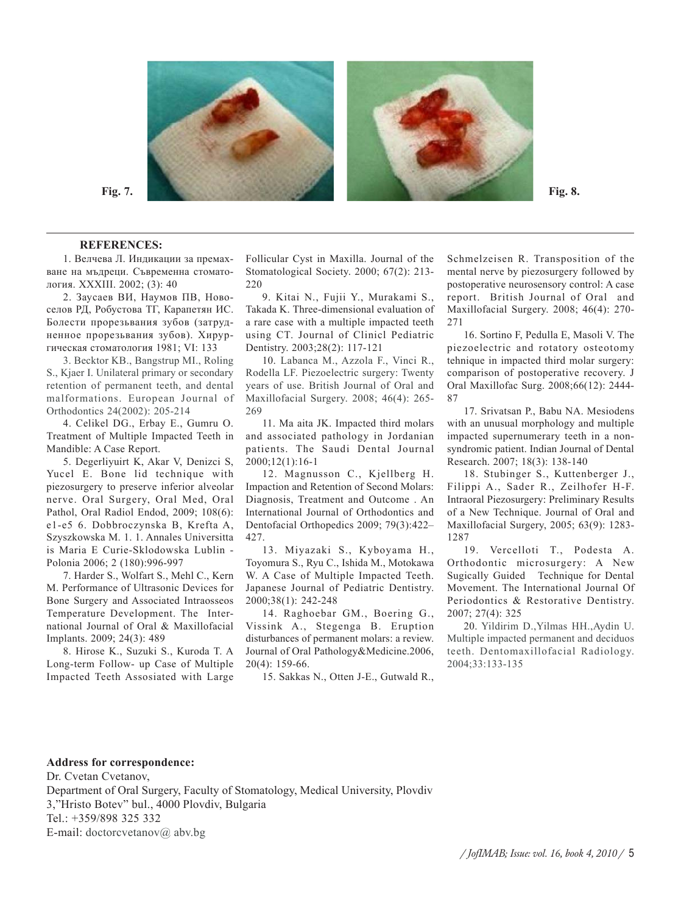Fig. 7.

Fig. 8.

## REFERENCES:

1. Велчева Л. Индикации за премахване на мъдреци. Съвременна стоматология. XXXIII. 2002; (3): 40

2. Заусаев ВИ, Наумов ПВ, Новоселов РД, Робустова ТГ, Карапетян ИС. Болести прорезьвания зубов (затрудненное прорезьвания зубов). Хирургическая стоматология 1981; VI: 133

3. Becktor KB., Bangstrup MI., Roling S., Kjaer I. Unilateral primary or secondary retention of permanent teeth, and dental malformations. European Journal of Orthodontics 24(2002): 205-214

4. Celikel DG., Erbay E., Gumru O. Treatment of Multiple Impacted Teeth in Mandible: A Case Report.

5. Degerliyuirt K, Akar V, Denizci S, Yucel E. Bone lid technique with piezosurgery to preserve inferior alveolar nerve. Oral Surgery, Oral Med, Oral Pathol, Oral Radiol Endod, 2009; 108(6): e1-e5 6. Dobbroczynska B, Krefta A, Szyszkowska M. 1. 1. Annales Universitta is Maria E Curie-Sklodowska Lublin - Polonia 2006; 2 (180):996-997

7. Harder S., Wolfart S., Mehl C., Kern M. Performance of Ultrasonic Devices for Bone Surgery and Associated Intraosseos Temperature Development. The International Journal of Oral & Maxillofacial Implants. 2009; 24(3): 489

8. Hirose K., Suzuki S., Kuroda T. A Long-term Follow- up Case of Multiple Impacted Teeth Assosiated with Large Follicular Cyst in Maxilla. Journal of the Stomatological Society. 2000; 67(2): 213-220

9. Kitai N., Fujii Y., Murakami S., Takada K. Three-dimensional evaluation of a rare case with a multiple impacted teeth using CT. Journal of Clinicl Pediatric Dentistry. 2003;28(2): 117-121

10. Labanca M., Azzola F., Vinci R., Rodella LF. Piezoelectric surgery: Twenty years of use. British Journal of Oral and Maxillofacial Surgery. 2008; 46(4): 265-269

11. Ma aita JK. Impacted third molars and associated pathology in Jordanian patients. The Saudi Dental Journal 2000;12(1):16-1

12. Magnusson C., Kjellberg H. Impaction and Retention of Second Molars: Diagnosis, Treatment and Outcome . An International Journal of Orthodontics and Dentofacial Orthopedics 2009; 79(3):422–427.

13. Miyazaki S., Kyboyama H., Toyomura S., Ryu C., Ishida M., Motokawa W. A Case of Multiple Impacted Teeth. Japanese Journal of Pediatric Dentistry. 2000;38(1): 242-248

14. Raghoebar GM., Boering G., Vissink A., Stegenga B. Eruption disturbances of permanent molars: a review. Journal of Oral Pathology&Medicine.2006, 20(4): 159-66.

15. Sakkas N., Otten J-E., Gutwald R., Schmelzeisen R. Transposition of the mental nerve by piezosurgery followed by postoperative neurosensory control: A case report. British Journal of Oral and Maxillofacial Surgery. 2008; 46(4): 270-271

16. Sortino F, Pedulla E, Masoli V. The piezoelectric and rotatory osteotomy tehnique in impacted third molar surgery: comparison of postoperative recovery. J Oral Maxillofac Surg. 2008;66(12): 2444-87

17. Srivatsan P., Babu NA. Mesiodens with an unusual morphology and multiple impacted supernumerary teeth in a non-syndromic patient. Indian Journal of Dental Research. 2007; 18(3): 138-140

18. Stubinger S., Kuttenberger J., Filippi A., Sader R., Zeilhofer H-F. Intraoral Piezosurgery: Preliminary Results of a New Technique. Journal of Oral and Maxillofacial Surgery, 2005; 63(9): 1283-1287

19. Vercelloti T., Podesta A. Orthodontic microsurgery: A New Sugically Guided Technique for Dental Movement. The International Journal Of Periodontics & Restorative Dentistry. 2007; 27(4): 325

20. Yildirim D.,Yilmas HH.,Aydin U. Multiple impacted permanent and deciduos teeth. Dentomaxillofacial Radiology. 2004;33:133-135

**Address for correspondence:**
Dr. Cvetan Cvetanov,
Department of Oral Surgery, Faculty of Stomatology, Medical University, Plovdiv
3,"Hristo Botev" bul., 4000 Plovdiv, Bulgaria
Tel.: +359/898 325 332
E-mail: doctorcvetanov@ abv.bg